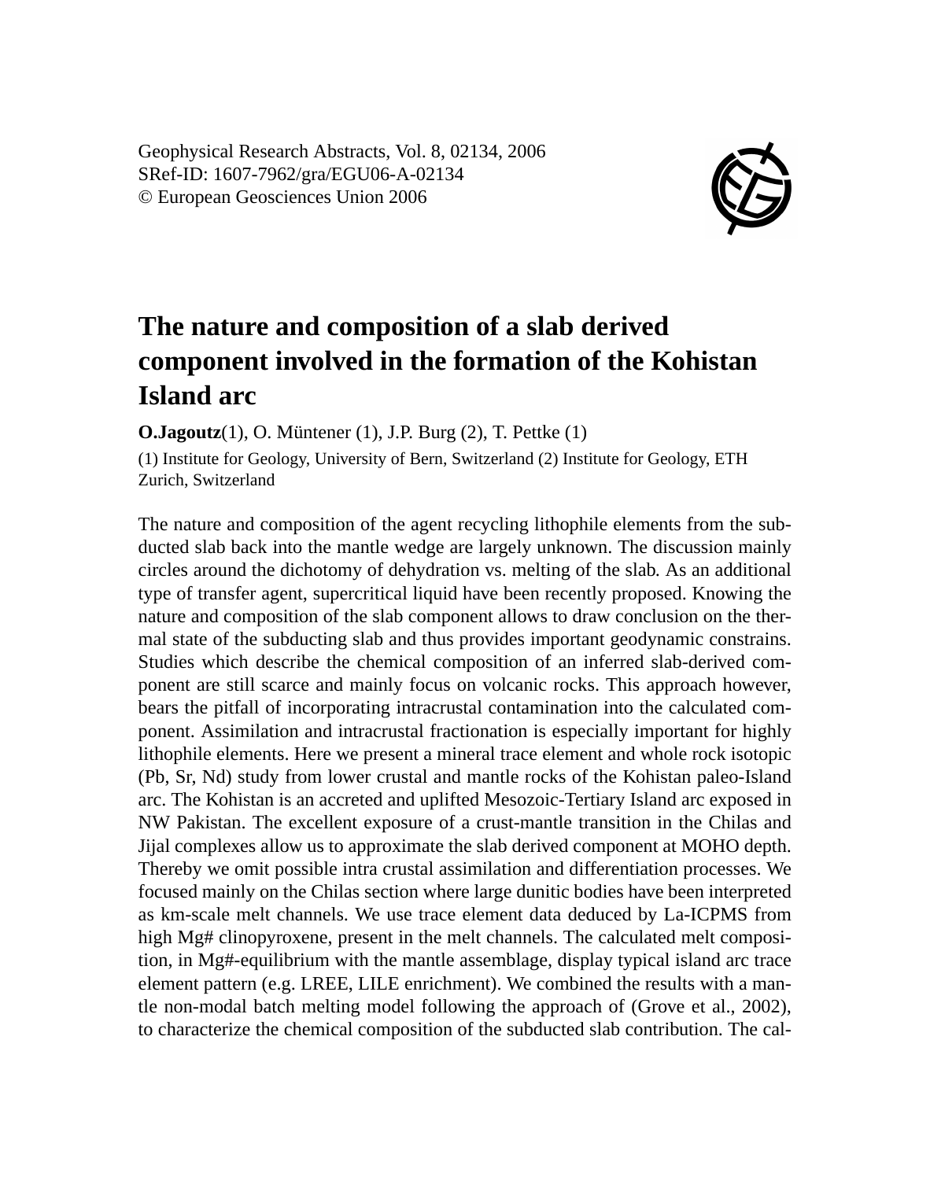Geophysical Research Abstracts, Vol. 8, 02134, 2006
SRef-ID: 1607-7962/gra/EGU06-A-02134
© European Geosciences Union 2006

# The nature and composition of a slab derived component involved in the formation of the Kohistan Island arc

**O.Jagoutz**(1), O. Müntener (1), J.P. Burg (2), T. Pettke (1)

(1) Institute for Geology, University of Bern, Switzerland (2) Institute for Geology, ETH Zurich, Switzerland

The nature and composition of the agent recycling lithophile elements from the subducted slab back into the mantle wedge are largely unknown. The discussion mainly circles around the dichotomy of dehydration vs. melting of the slab. As an additional type of transfer agent, supercritical liquid have been recently proposed. Knowing the nature and composition of the slab component allows to draw conclusion on the thermal state of the subducting slab and thus provides important geodynamic constrains. Studies which describe the chemical composition of an inferred slab-derived component are still scarce and mainly focus on volcanic rocks. This approach however, bears the pitfall of incorporating intracrustal contamination into the calculated component. Assimilation and intracrustal fractionation is especially important for highly lithophile elements. Here we present a mineral trace element and whole rock isotopic (Pb, Sr, Nd) study from lower crustal and mantle rocks of the Kohistan paleo-Island arc. The Kohistan is an accreted and uplifted Mesozoic-Tertiary Island arc exposed in NW Pakistan. The excellent exposure of a crust-mantle transition in the Chilas and Jijal complexes allow us to approximate the slab derived component at MOHO depth. Thereby we omit possible intra crustal assimilation and differentiation processes. We focused mainly on the Chilas section where large dunitic bodies have been interpreted as km-scale melt channels. We use trace element data deduced by La-ICPMS from high Mg# clinopyroxene, present in the melt channels. The calculated melt composition, in Mg#-equilibrium with the mantle assemblage, display typical island arc trace element pattern (e.g. LREE, LILE enrichment). We combined the results with a mantle non-modal batch melting model following the approach of (Grove et al., 2002), to characterize the chemical composition of the subducted slab contribution. The cal-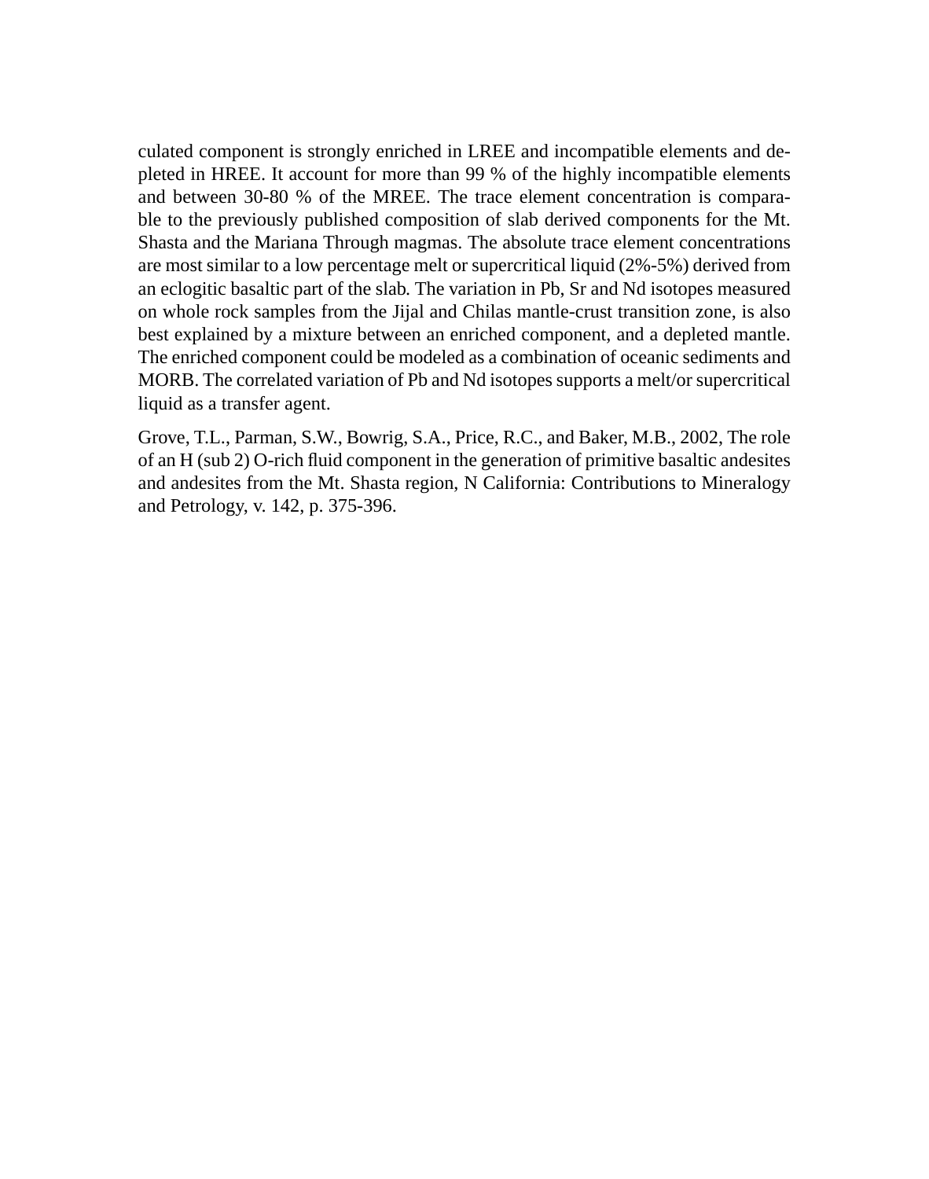culated component is strongly enriched in LREE and incompatible elements and depleted in HREE. It account for more than 99 % of the highly incompatible elements and between 30-80 % of the MREE. The trace element concentration is comparable to the previously published composition of slab derived components for the Mt. Shasta and the Mariana Through magmas. The absolute trace element concentrations are most similar to a low percentage melt or supercritical liquid (2%-5%) derived from an eclogitic basaltic part of the slab. The variation in Pb, Sr and Nd isotopes measured on whole rock samples from the Jijal and Chilas mantle-crust transition zone, is also best explained by a mixture between an enriched component, and a depleted mantle. The enriched component could be modeled as a combination of oceanic sediments and MORB. The correlated variation of Pb and Nd isotopes supports a melt/or supercritical liquid as a transfer agent.

Grove, T.L., Parman, S.W., Bowrig, S.A., Price, R.C., and Baker, M.B., 2002, The role of an H (sub 2) O-rich fluid component in the generation of primitive basaltic andesites and andesites from the Mt. Shasta region, N California: Contributions to Mineralogy and Petrology, v. 142, p. 375-396.